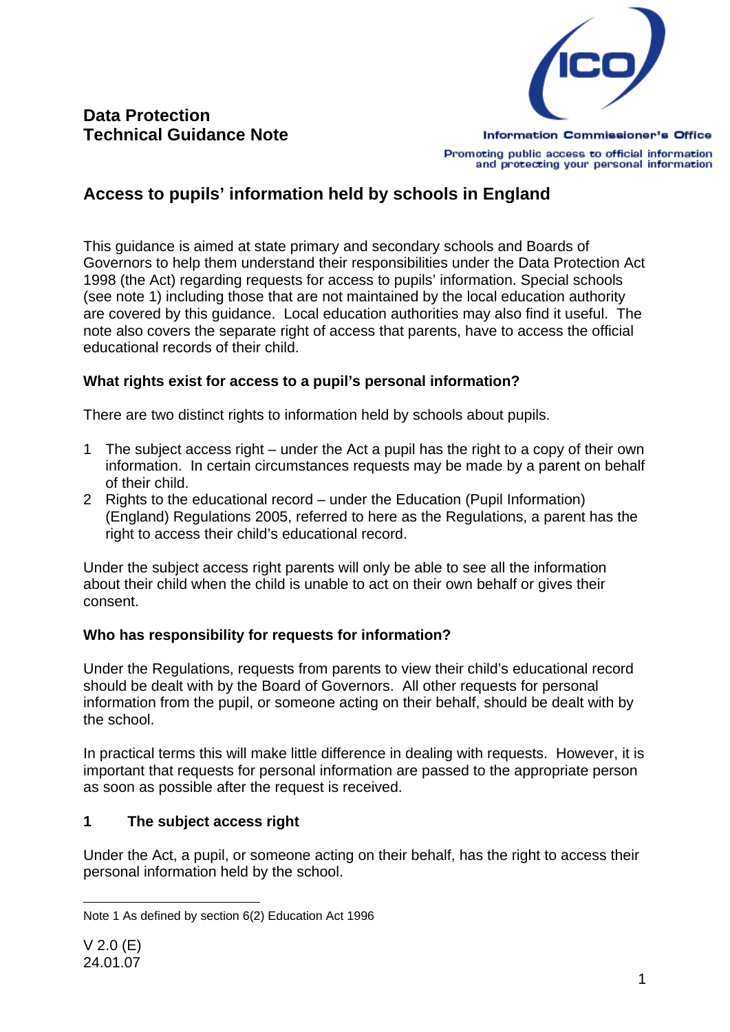**Data Protection**
**Technical Guidance Note**

Information Commissioner's Office

Promoting public access to official information and protecting your personal information

# Access to pupils' information held by schools in England

This guidance is aimed at state primary and secondary schools and Boards of Governors to help them understand their responsibilities under the Data Protection Act 1998 (the Act) regarding requests for access to pupils' information. Special schools (see note 1) including those that are not maintained by the local education authority are covered by this guidance. Local education authorities may also find it useful. The note also covers the separate right of access that parents, have to access the official educational records of their child.

### What rights exist for access to a pupil's personal information?

There are two distinct rights to information held by schools about pupils.

1. The subject access right – under the Act a pupil has the right to a copy of their own information. In certain circumstances requests may be made by a parent on behalf of their child.
2. Rights to the educational record – under the Education (Pupil Information) (England) Regulations 2005, referred to here as the Regulations, a parent has the right to access their child's educational record.

Under the subject access right parents will only be able to see all the information about their child when the child is unable to act on their own behalf or gives their consent.

### Who has responsibility for requests for information?

Under the Regulations, requests from parents to view their child's educational record should be dealt with by the Board of Governors. All other requests for personal information from the pupil, or someone acting on their behalf, should be dealt with by the school.

In practical terms this will make little difference in dealing with requests. However, it is important that requests for personal information are passed to the appropriate person as soon as possible after the request is received.

## 1 The subject access right

Under the Act, a pupil, or someone acting on their behalf, has the right to access their personal information held by the school.

---

Note 1 As defined by section 6(2) Education Act 1996

V 2.0 (E)
24.01.07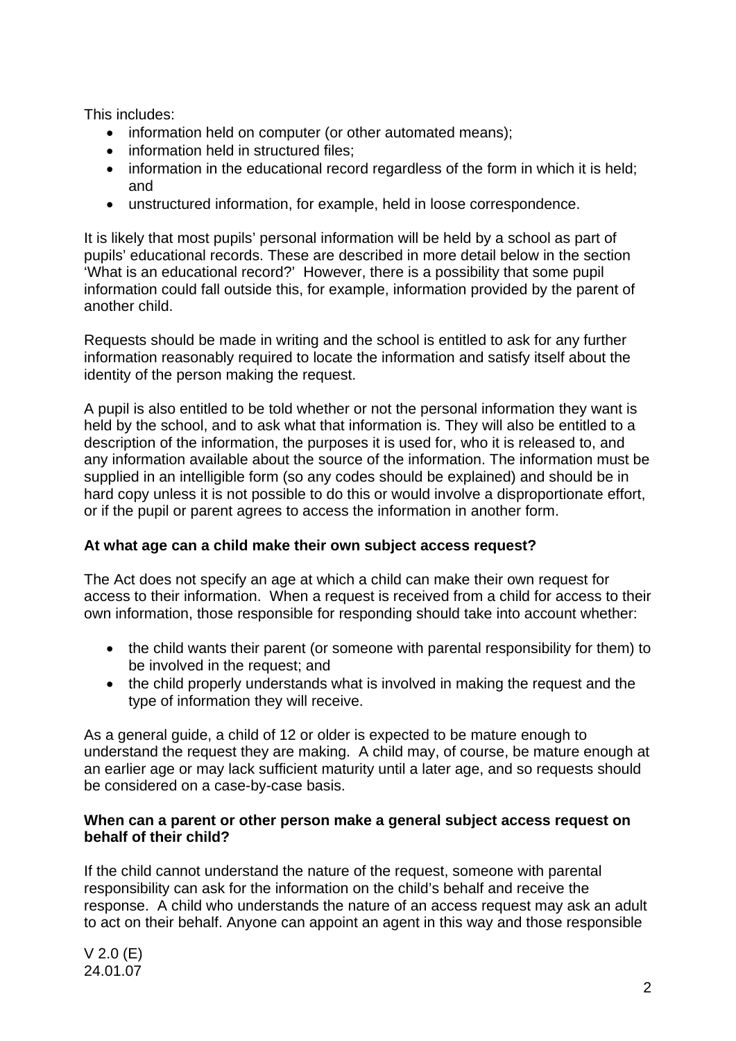This includes:

- information held on computer (or other automated means);
- information held in structured files;
- information in the educational record regardless of the form in which it is held; and
- unstructured information, for example, held in loose correspondence.

It is likely that most pupils' personal information will be held by a school as part of pupils' educational records. These are described in more detail below in the section 'What is an educational record?' However, there is a possibility that some pupil information could fall outside this, for example, information provided by the parent of another child.

Requests should be made in writing and the school is entitled to ask for any further information reasonably required to locate the information and satisfy itself about the identity of the person making the request.

A pupil is also entitled to be told whether or not the personal information they want is held by the school, and to ask what that information is. They will also be entitled to a description of the information, the purposes it is used for, who it is released to, and any information available about the source of the information. The information must be supplied in an intelligible form (so any codes should be explained) and should be in hard copy unless it is not possible to do this or would involve a disproportionate effort, or if the pupil or parent agrees to access the information in another form.

**At what age can a child make their own subject access request?**

The Act does not specify an age at which a child can make their own request for access to their information. When a request is received from a child for access to their own information, those responsible for responding should take into account whether:

- the child wants their parent (or someone with parental responsibility for them) to be involved in the request; and
- the child properly understands what is involved in making the request and the type of information they will receive.

As a general guide, a child of 12 or older is expected to be mature enough to understand the request they are making. A child may, of course, be mature enough at an earlier age or may lack sufficient maturity until a later age, and so requests should be considered on a case-by-case basis.

**When can a parent or other person make a general subject access request on behalf of their child?**

If the child cannot understand the nature of the request, someone with parental responsibility can ask for the information on the child's behalf and receive the response. A child who understands the nature of an access request may ask an adult to act on their behalf. Anyone can appoint an agent in this way and those responsible

V 2.0 (E)
24.01.07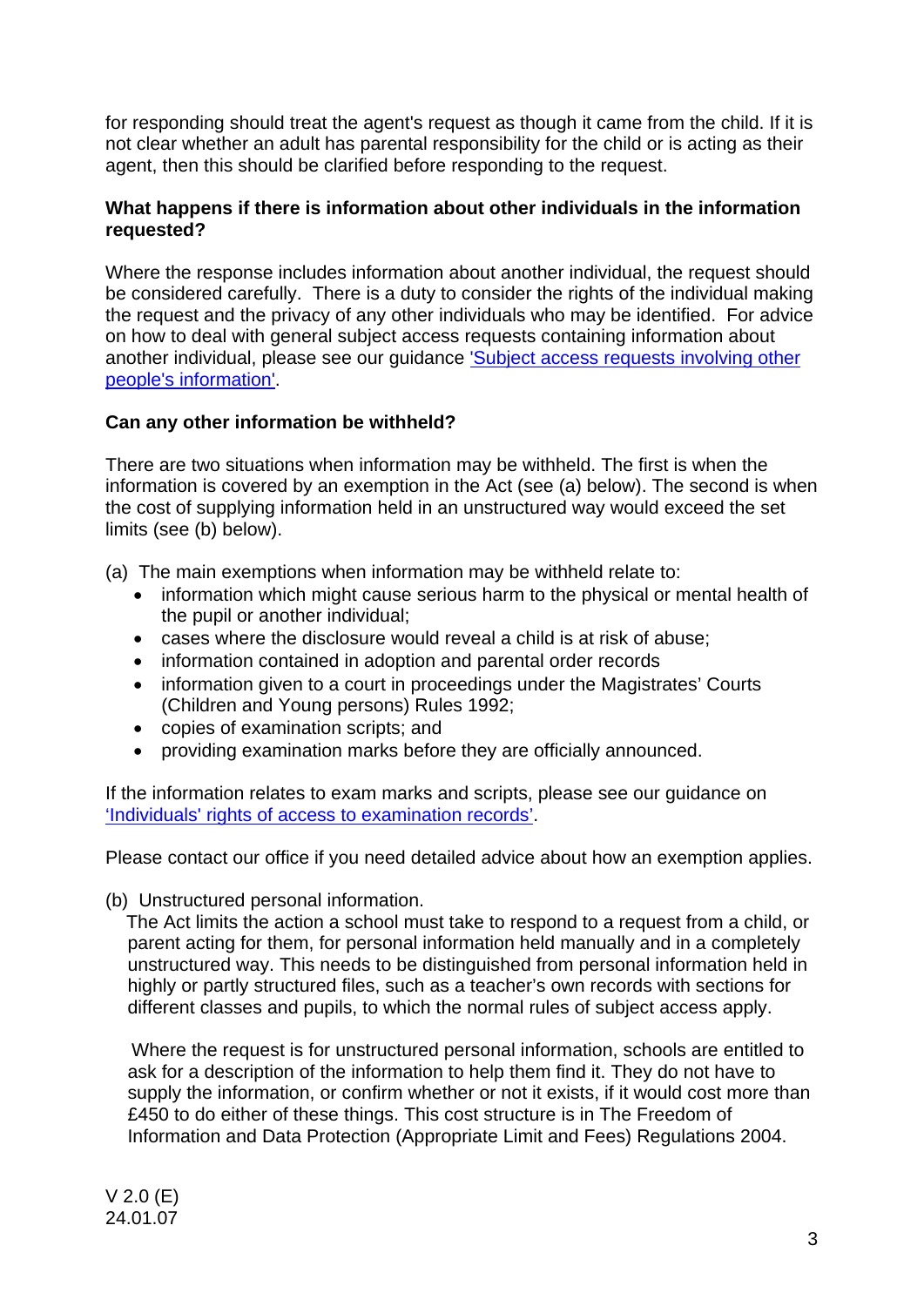for responding should treat the agent's request as though it came from the child. If it is not clear whether an adult has parental responsibility for the child or is acting as their agent, then this should be clarified before responding to the request.

**What happens if there is information about other individuals in the information requested?**

Where the response includes information about another individual, the request should be considered carefully. There is a duty to consider the rights of the individual making the request and the privacy of any other individuals who may be identified. For advice on how to deal with general subject access requests containing information about another individual, please see our guidance ['Subject access requests involving other people's information'](#).

**Can any other information be withheld?**

There are two situations when information may be withheld. The first is when the information is covered by an exemption in the Act (see (a) below). The second is when the cost of supplying information held in an unstructured way would exceed the set limits (see (b) below).

(a) The main exemptions when information may be withheld relate to:

- information which might cause serious harm to the physical or mental health of the pupil or another individual;
- cases where the disclosure would reveal a child is at risk of abuse;
- information contained in adoption and parental order records
- information given to a court in proceedings under the Magistrates' Courts (Children and Young persons) Rules 1992;
- copies of examination scripts; and
- providing examination marks before they are officially announced.

If the information relates to exam marks and scripts, please see our guidance on ['Individuals' rights of access to examination records'](#).

Please contact our office if you need detailed advice about how an exemption applies.

(b) Unstructured personal information.

The Act limits the action a school must take to respond to a request from a child, or parent acting for them, for personal information held manually and in a completely unstructured way. This needs to be distinguished from personal information held in highly or partly structured files, such as a teacher's own records with sections for different classes and pupils, to which the normal rules of subject access apply.

Where the request is for unstructured personal information, schools are entitled to ask for a description of the information to help them find it. They do not have to supply the information, or confirm whether or not it exists, if it would cost more than £450 to do either of these things. This cost structure is in The Freedom of Information and Data Protection (Appropriate Limit and Fees) Regulations 2004.

V 2.0 (E)
24.01.07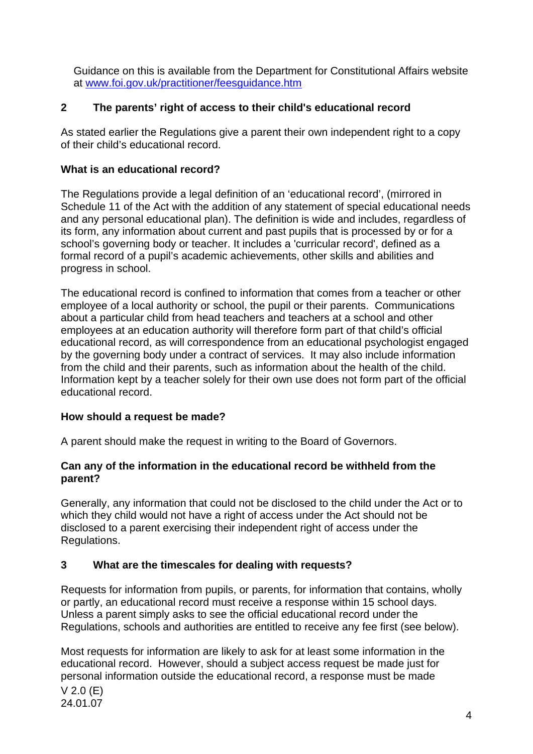Guidance on this is available from the Department for Constitutional Affairs website at www.foi.gov.uk/practitioner/feesguidance.htm

## 2 The parents' right of access to their child's educational record

As stated earlier the Regulations give a parent their own independent right to a copy of their child's educational record.

### What is an educational record?

The Regulations provide a legal definition of an 'educational record', (mirrored in Schedule 11 of the Act with the addition of any statement of special educational needs and any personal educational plan). The definition is wide and includes, regardless of its form, any information about current and past pupils that is processed by or for a school's governing body or teacher. It includes a 'curricular record', defined as a formal record of a pupil's academic achievements, other skills and abilities and progress in school.

The educational record is confined to information that comes from a teacher or other employee of a local authority or school, the pupil or their parents. Communications about a particular child from head teachers and teachers at a school and other employees at an education authority will therefore form part of that child's official educational record, as will correspondence from an educational psychologist engaged by the governing body under a contract of services. It may also include information from the child and their parents, such as information about the health of the child. Information kept by a teacher solely for their own use does not form part of the official educational record.

### How should a request be made?

A parent should make the request in writing to the Board of Governors.

### Can any of the information in the educational record be withheld from the parent?

Generally, any information that could not be disclosed to the child under the Act or to which they child would not have a right of access under the Act should not be disclosed to a parent exercising their independent right of access under the Regulations.

## 3 What are the timescales for dealing with requests?

Requests for information from pupils, or parents, for information that contains, wholly or partly, an educational record must receive a response within 15 school days. Unless a parent simply asks to see the official educational record under the Regulations, schools and authorities are entitled to receive any fee first (see below).

Most requests for information are likely to ask for at least some information in the educational record. However, should a subject access request be made just for personal information outside the educational record, a response must be made

V 2.0 (E)
24.01.07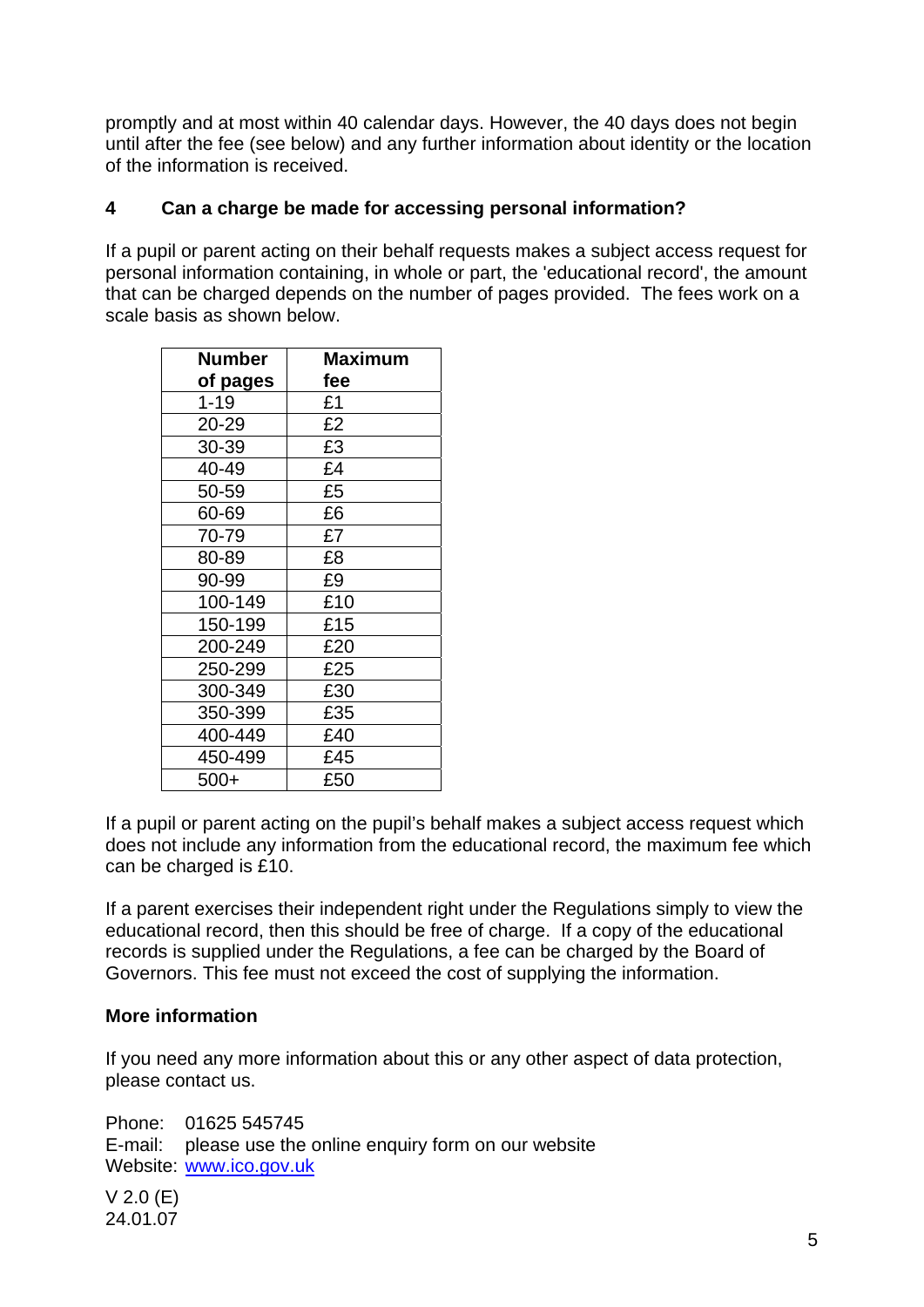promptly and at most within 40 calendar days. However, the 40 days does not begin until after the fee (see below) and any further information about identity or the location of the information is received.

## 4 Can a charge be made for accessing personal information?

If a pupil or parent acting on their behalf requests makes a subject access request for personal information containing, in whole or part, the 'educational record', the amount that can be charged depends on the number of pages provided. The fees work on a scale basis as shown below.

| Number of pages | Maximum fee |
|---|---|
| 1-19 | £1 |
| 20-29 | £2 |
| 30-39 | £3 |
| 40-49 | £4 |
| 50-59 | £5 |
| 60-69 | £6 |
| 70-79 | £7 |
| 80-89 | £8 |
| 90-99 | £9 |
| 100-149 | £10 |
| 150-199 | £15 |
| 200-249 | £20 |
| 250-299 | £25 |
| 300-349 | £30 |
| 350-399 | £35 |
| 400-449 | £40 |
| 450-499 | £45 |
| 500+ | £50 |

If a pupil or parent acting on the pupil's behalf makes a subject access request which does not include any information from the educational record, the maximum fee which can be charged is £10.

If a parent exercises their independent right under the Regulations simply to view the educational record, then this should be free of charge. If a copy of the educational records is supplied under the Regulations, a fee can be charged by the Board of Governors. This fee must not exceed the cost of supplying the information.

### More information

If you need any more information about this or any other aspect of data protection, please contact us.

Phone: 01625 545745
E-mail: please use the online enquiry form on our website
Website: www.ico.gov.uk

V 2.0 (E)
24.01.07